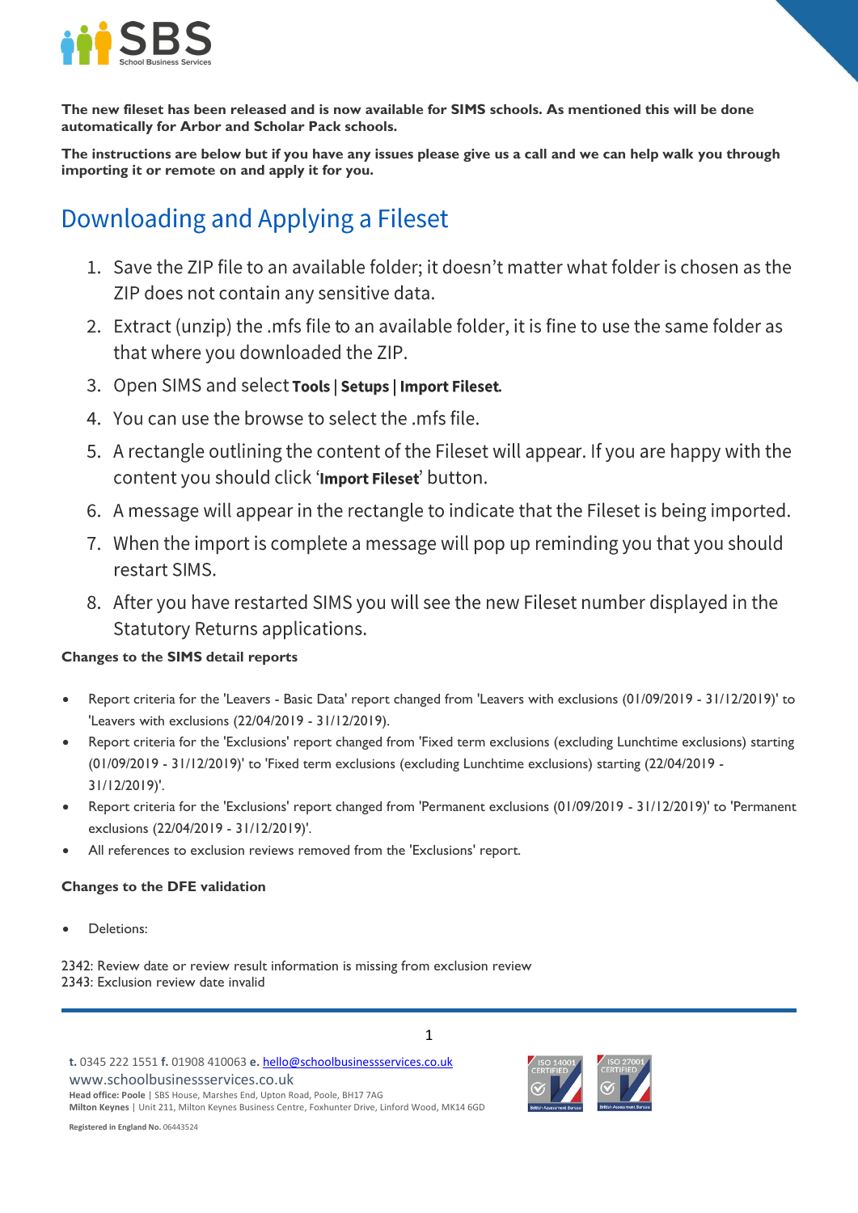**The new fileset has been released and is now available for SIMS schools. As mentioned this will be done automatically for Arbor and Scholar Pack schools.**

**The instructions are below but if you have any issues please give us a call and we can help walk you through importing it or remote on and apply it for you.**

# Downloading and Applying a Fileset

1. Save the ZIP file to an available folder; it doesn't matter what folder is chosen as the ZIP does not contain any sensitive data.
2. Extract (unzip) the .mfs file to an available folder, it is fine to use the same folder as that where you downloaded the ZIP.
3. Open SIMS and select **Tools | Setups | Import Fileset.**
4. You can use the browse to select the .mfs file.
5. A rectangle outlining the content of the Fileset will appear. If you are happy with the content you should click '**Import Fileset**' button.
6. A message will appear in the rectangle to indicate that the Fileset is being imported.
7. When the import is complete a message will pop up reminding you that you should restart SIMS.
8. After you have restarted SIMS you will see the new Fileset number displayed in the Statutory Returns applications.

**Changes to the SIMS detail reports**

- Report criteria for the 'Leavers - Basic Data' report changed from 'Leavers with exclusions (01/09/2019 - 31/12/2019)' to 'Leavers with exclusions (22/04/2019 - 31/12/2019).
- Report criteria for the 'Exclusions' report changed from 'Fixed term exclusions (excluding Lunchtime exclusions) starting (01/09/2019 - 31/12/2019)' to 'Fixed term exclusions (excluding Lunchtime exclusions) starting (22/04/2019 - 31/12/2019)'.
- Report criteria for the 'Exclusions' report changed from 'Permanent exclusions (01/09/2019 - 31/12/2019)' to 'Permanent exclusions (22/04/2019 - 31/12/2019)'.
- All references to exclusion reviews removed from the 'Exclusions' report.

**Changes to the DFE validation**

- Deletions:

2342: Review date or review result information is missing from exclusion review
2343: Exclusion review date invalid

**t.** 0345 222 1551 **f.** 01908 410063 **e.** hello@schoolbusinessservices.co.uk
www.schoolbusinessservices.co.uk
**Head office: Poole** | SBS House, Marshes End, Upton Road, Poole, BH17 7AG
**Milton Keynes** | Unit 211, Milton Keynes Business Centre, Foxhunter Drive, Linford Wood, MK14 6GD

**Registered in England No.** 06443524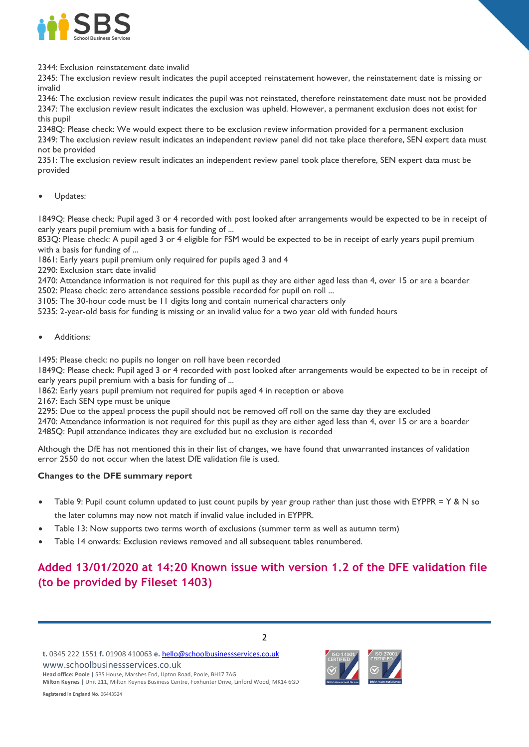2344: Exclusion reinstatement date invalid
2345: The exclusion review result indicates the pupil accepted reinstatement however, the reinstatement date is missing or invalid
2346: The exclusion review result indicates the pupil was not reinstated, therefore reinstatement date must not be provided
2347: The exclusion review result indicates the exclusion was upheld. However, a permanent exclusion does not exist for this pupil
2348Q: Please check: We would expect there to be exclusion review information provided for a permanent exclusion
2349: The exclusion review result indicates an independent review panel did not take place therefore, SEN expert data must not be provided
2351: The exclusion review result indicates an independent review panel took place therefore, SEN expert data must be provided

- Updates:

1849Q: Please check: Pupil aged 3 or 4 recorded with post looked after arrangements would be expected to be in receipt of early years pupil premium with a basis for funding of ...
853Q: Please check: A pupil aged 3 or 4 eligible for FSM would be expected to be in receipt of early years pupil premium with a basis for funding of ...
1861: Early years pupil premium only required for pupils aged 3 and 4
2290: Exclusion start date invalid
2470: Attendance information is not required for this pupil as they are either aged less than 4, over 15 or are a boarder
2502: Please check: zero attendance sessions possible recorded for pupil on roll ...
3105: The 30-hour code must be 11 digits long and contain numerical characters only
5235: 2-year-old basis for funding is missing or an invalid value for a two year old with funded hours

- Additions:

1495: Please check: no pupils no longer on roll have been recorded
1849Q: Please check: Pupil aged 3 or 4 recorded with post looked after arrangements would be expected to be in receipt of early years pupil premium with a basis for funding of ...
1862: Early years pupil premium not required for pupils aged 4 in reception or above
2167: Each SEN type must be unique
2295: Due to the appeal process the pupil should not be removed off roll on the same day they are excluded
2470: Attendance information is not required for this pupil as they are either aged less than 4, over 15 or are a boarder
2485Q: Pupil attendance indicates they are excluded but no exclusion is recorded

Although the DfE has not mentioned this in their list of changes, we have found that unwarranted instances of validation error 2550 do not occur when the latest DfE validation file is used.

**Changes to the DFE summary report**

- Table 9: Pupil count column updated to just count pupils by year group rather than just those with EYPPR = Y & N so the later columns may now not match if invalid value included in EYPPR.
- Table 13: Now supports two terms worth of exclusions (summer term as well as autumn term)
- Table 14 onwards: Exclusion reviews removed and all subsequent tables renumbered.

## Added 13/01/2020 at 14:20 Known issue with version 1.2 of the DFE validation file (to be provided by Fileset 1403)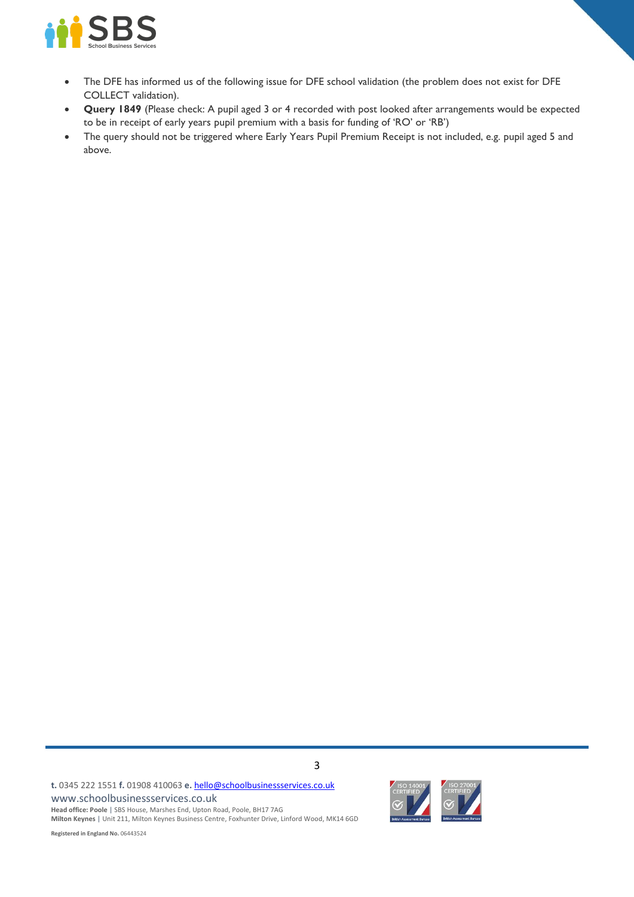- The DFE has informed us of the following issue for DFE school validation (the problem does not exist for DFE COLLECT validation).
- **Query 1849** (Please check: A pupil aged 3 or 4 recorded with post looked after arrangements would be expected to be in receipt of early years pupil premium with a basis for funding of 'RO' or 'RB')
- The query should not be triggered where Early Years Pupil Premium Receipt is not included, e.g. pupil aged 5 and above.